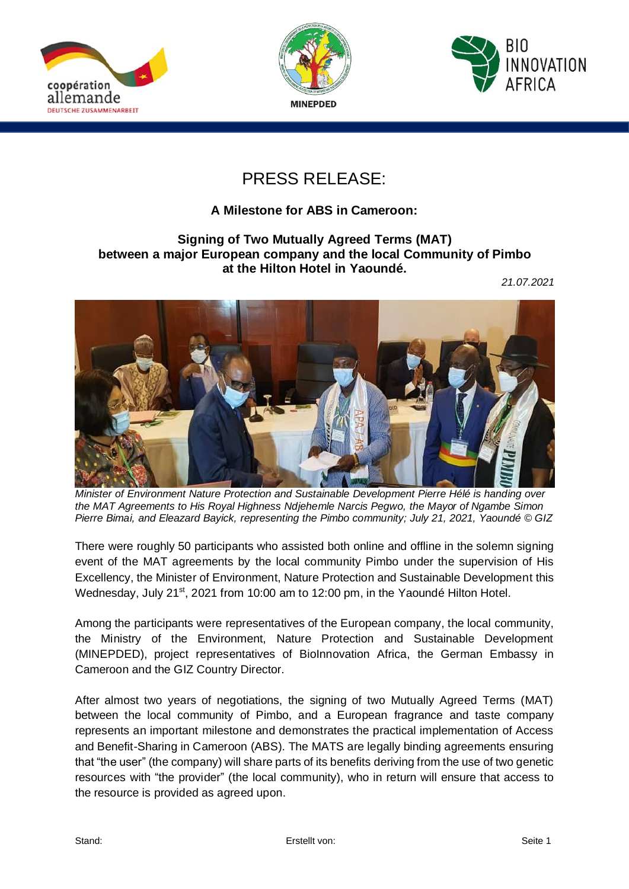# PRESS RELEASE:

## A Milestone for ABS in Cameroon:

### Signing of Two Mutually Agreed Terms (MAT) between a major European company and the local Community of Pimbo at the Hilton Hotel in Yaoundé.

*21.07.2021*

*Minister of Environment Nature Protection and Sustainable Development Pierre Hélé is handing over the MAT Agreements to His Royal Highness Ndjehemle Narcis Pegwo, the Mayor of Ngambe Simon Pierre Bimai, and Eleazard Bayick, representing the Pimbo community; July 21, 2021, Yaoundé © GIZ*

There were roughly 50 participants who assisted both online and offline in the solemn signing event of the MAT agreements by the local community Pimbo under the supervision of His Excellency, the Minister of Environment, Nature Protection and Sustainable Development this Wednesday, July 21st, 2021 from 10:00 am to 12:00 pm, in the Yaoundé Hilton Hotel.

Among the participants were representatives of the European company, the local community, the Ministry of the Environment, Nature Protection and Sustainable Development (MINEPDED), project representatives of BioInnovation Africa, the German Embassy in Cameroon and the GIZ Country Director.

After almost two years of negotiations, the signing of two Mutually Agreed Terms (MAT) between the local community of Pimbo, and a European fragrance and taste company represents an important milestone and demonstrates the practical implementation of Access and Benefit-Sharing in Cameroon (ABS). The MATS are legally binding agreements ensuring that "the user" (the company) will share parts of its benefits deriving from the use of two genetic resources with "the provider" (the local community), who in return will ensure that access to the resource is provided as agreed upon.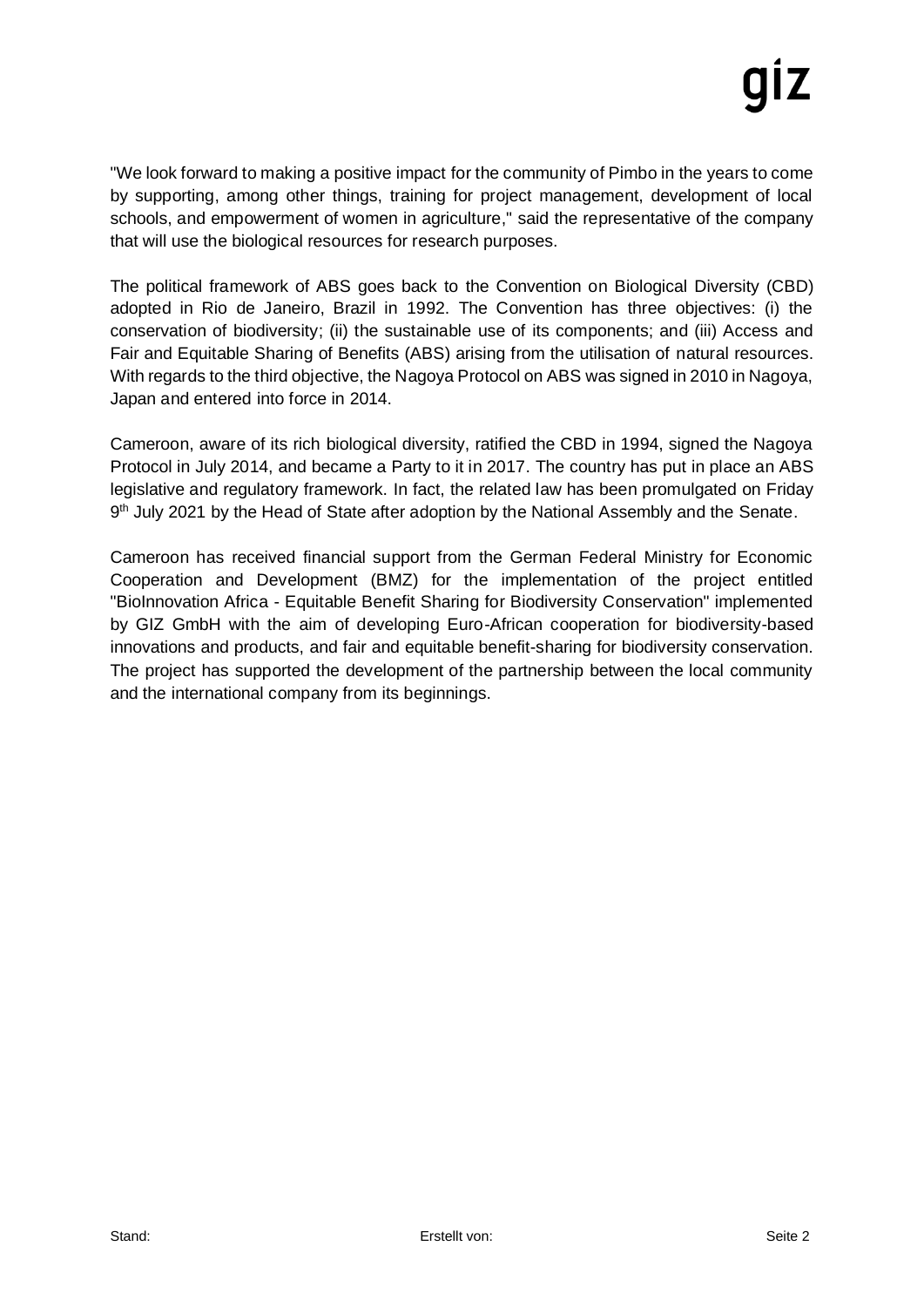"We look forward to making a positive impact for the community of Pimbo in the years to come by supporting, among other things, training for project management, development of local schools, and empowerment of women in agriculture," said the representative of the company that will use the biological resources for research purposes.

The political framework of ABS goes back to the Convention on Biological Diversity (CBD) adopted in Rio de Janeiro, Brazil in 1992. The Convention has three objectives: (i) the conservation of biodiversity; (ii) the sustainable use of its components; and (iii) Access and Fair and Equitable Sharing of Benefits (ABS) arising from the utilisation of natural resources. With regards to the third objective, the Nagoya Protocol on ABS was signed in 2010 in Nagoya, Japan and entered into force in 2014.

Cameroon, aware of its rich biological diversity, ratified the CBD in 1994, signed the Nagoya Protocol in July 2014, and became a Party to it in 2017. The country has put in place an ABS legislative and regulatory framework. In fact, the related law has been promulgated on Friday 9th July 2021 by the Head of State after adoption by the National Assembly and the Senate.

Cameroon has received financial support from the German Federal Ministry for Economic Cooperation and Development (BMZ) for the implementation of the project entitled "BioInnovation Africa - Equitable Benefit Sharing for Biodiversity Conservation" implemented by GIZ GmbH with the aim of developing Euro-African cooperation for biodiversity-based innovations and products, and fair and equitable benefit-sharing for biodiversity conservation. The project has supported the development of the partnership between the local community and the international company from its beginnings.